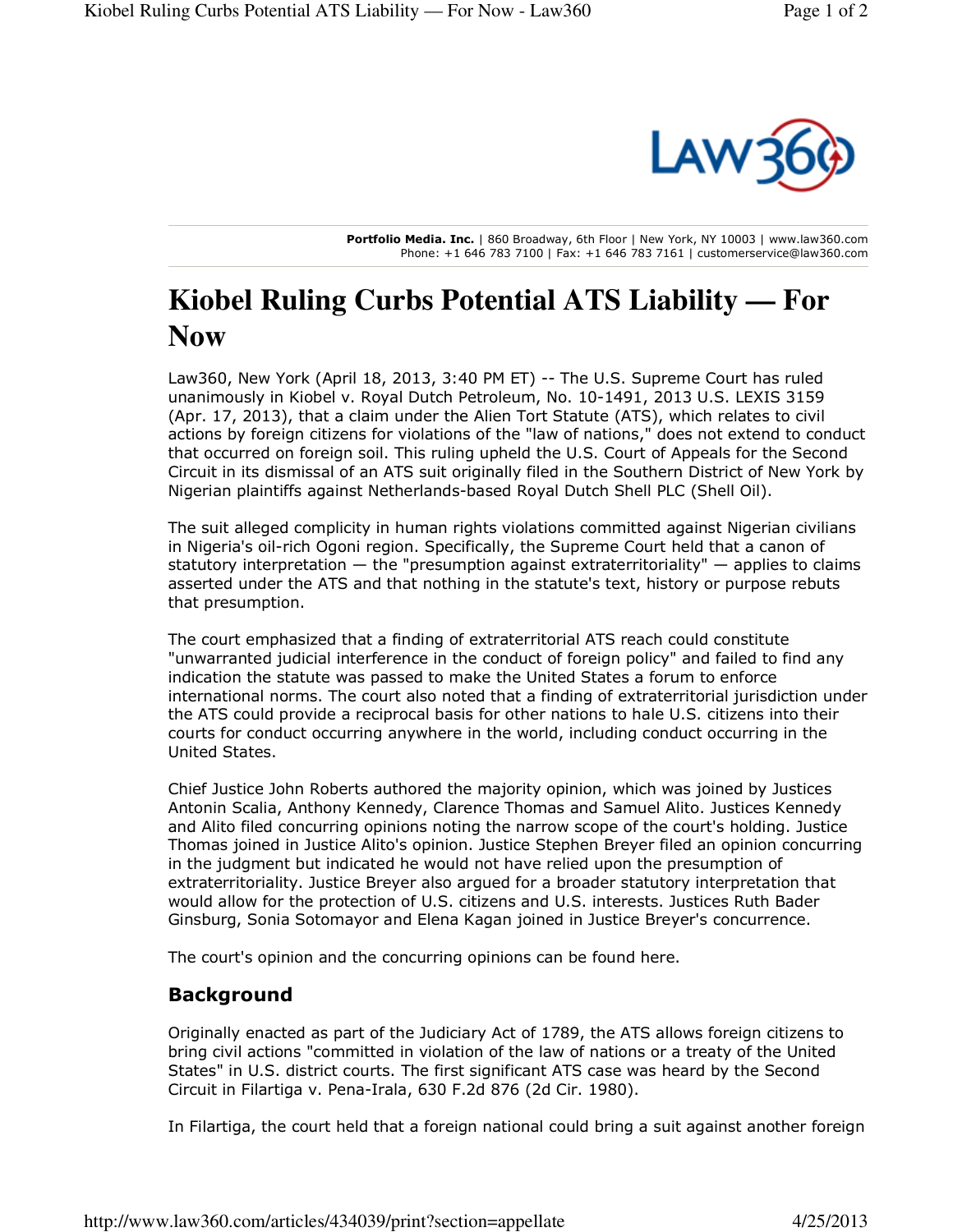Portfolio Media. Inc. | 860 Broadway, 6th Floor | New York, NY 10003 | www.law360.com
Phone: +1 646 783 7100 | Fax: +1 646 783 7161 | customerservice@law360.com

# Kiobel Ruling Curbs Potential ATS Liability — For Now

Law360, New York (April 18, 2013, 3:40 PM ET) -- The U.S. Supreme Court has ruled unanimously in Kiobel v. Royal Dutch Petroleum, No. 10-1491, 2013 U.S. LEXIS 3159 (Apr. 17, 2013), that a claim under the Alien Tort Statute (ATS), which relates to civil actions by foreign citizens for violations of the "law of nations," does not extend to conduct that occurred on foreign soil. This ruling upheld the U.S. Court of Appeals for the Second Circuit in its dismissal of an ATS suit originally filed in the Southern District of New York by Nigerian plaintiffs against Netherlands-based Royal Dutch Shell PLC (Shell Oil).

The suit alleged complicity in human rights violations committed against Nigerian civilians in Nigeria's oil-rich Ogoni region. Specifically, the Supreme Court held that a canon of statutory interpretation — the "presumption against extraterritoriality" — applies to claims asserted under the ATS and that nothing in the statute's text, history or purpose rebuts that presumption.

The court emphasized that a finding of extraterritorial ATS reach could constitute "unwarranted judicial interference in the conduct of foreign policy" and failed to find any indication the statute was passed to make the United States a forum to enforce international norms. The court also noted that a finding of extraterritorial jurisdiction under the ATS could provide a reciprocal basis for other nations to hale U.S. citizens into their courts for conduct occurring anywhere in the world, including conduct occurring in the United States.

Chief Justice John Roberts authored the majority opinion, which was joined by Justices Antonin Scalia, Anthony Kennedy, Clarence Thomas and Samuel Alito. Justices Kennedy and Alito filed concurring opinions noting the narrow scope of the court's holding. Justice Thomas joined in Justice Alito's opinion. Justice Stephen Breyer filed an opinion concurring in the judgment but indicated he would not have relied upon the presumption of extraterritoriality. Justice Breyer also argued for a broader statutory interpretation that would allow for the protection of U.S. citizens and U.S. interests. Justices Ruth Bader Ginsburg, Sonia Sotomayor and Elena Kagan joined in Justice Breyer's concurrence.

The court's opinion and the concurring opinions can be found here.

## Background

Originally enacted as part of the Judiciary Act of 1789, the ATS allows foreign citizens to bring civil actions "committed in violation of the law of nations or a treaty of the United States" in U.S. district courts. The first significant ATS case was heard by the Second Circuit in Filartiga v. Pena-Irala, 630 F.2d 876 (2d Cir. 1980).

In Filartiga, the court held that a foreign national could bring a suit against another foreign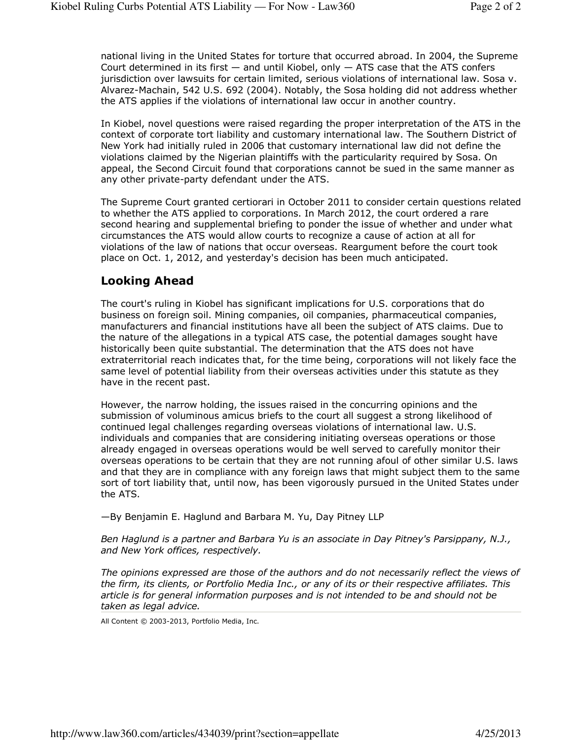national living in the United States for torture that occurred abroad. In 2004, the Supreme Court determined in its first — and until Kiobel, only — ATS case that the ATS confers jurisdiction over lawsuits for certain limited, serious violations of international law. Sosa v. Alvarez-Machain, 542 U.S. 692 (2004). Notably, the Sosa holding did not address whether the ATS applies if the violations of international law occur in another country.

In Kiobel, novel questions were raised regarding the proper interpretation of the ATS in the context of corporate tort liability and customary international law. The Southern District of New York had initially ruled in 2006 that customary international law did not define the violations claimed by the Nigerian plaintiffs with the particularity required by Sosa. On appeal, the Second Circuit found that corporations cannot be sued in the same manner as any other private-party defendant under the ATS.

The Supreme Court granted certiorari in October 2011 to consider certain questions related to whether the ATS applied to corporations. In March 2012, the court ordered a rare second hearing and supplemental briefing to ponder the issue of whether and under what circumstances the ATS would allow courts to recognize a cause of action at all for violations of the law of nations that occur overseas. Reargument before the court took place on Oct. 1, 2012, and yesterday's decision has been much anticipated.

## Looking Ahead

The court's ruling in Kiobel has significant implications for U.S. corporations that do business on foreign soil. Mining companies, oil companies, pharmaceutical companies, manufacturers and financial institutions have all been the subject of ATS claims. Due to the nature of the allegations in a typical ATS case, the potential damages sought have historically been quite substantial. The determination that the ATS does not have extraterritorial reach indicates that, for the time being, corporations will not likely face the same level of potential liability from their overseas activities under this statute as they have in the recent past.

However, the narrow holding, the issues raised in the concurring opinions and the submission of voluminous amicus briefs to the court all suggest a strong likelihood of continued legal challenges regarding overseas violations of international law. U.S. individuals and companies that are considering initiating overseas operations or those already engaged in overseas operations would be well served to carefully monitor their overseas operations to be certain that they are not running afoul of other similar U.S. laws and that they are in compliance with any foreign laws that might subject them to the same sort of tort liability that, until now, has been vigorously pursued in the United States under the ATS.

—By Benjamin E. Haglund and Barbara M. Yu, Day Pitney LLP

*Ben Haglund is a partner and Barbara Yu is an associate in Day Pitney's Parsippany, N.J., and New York offices, respectively.*

*The opinions expressed are those of the authors and do not necessarily reflect the views of the firm, its clients, or Portfolio Media Inc., or any of its or their respective affiliates. This article is for general information purposes and is not intended to be and should not be taken as legal advice.*

All Content © 2003-2013, Portfolio Media, Inc.